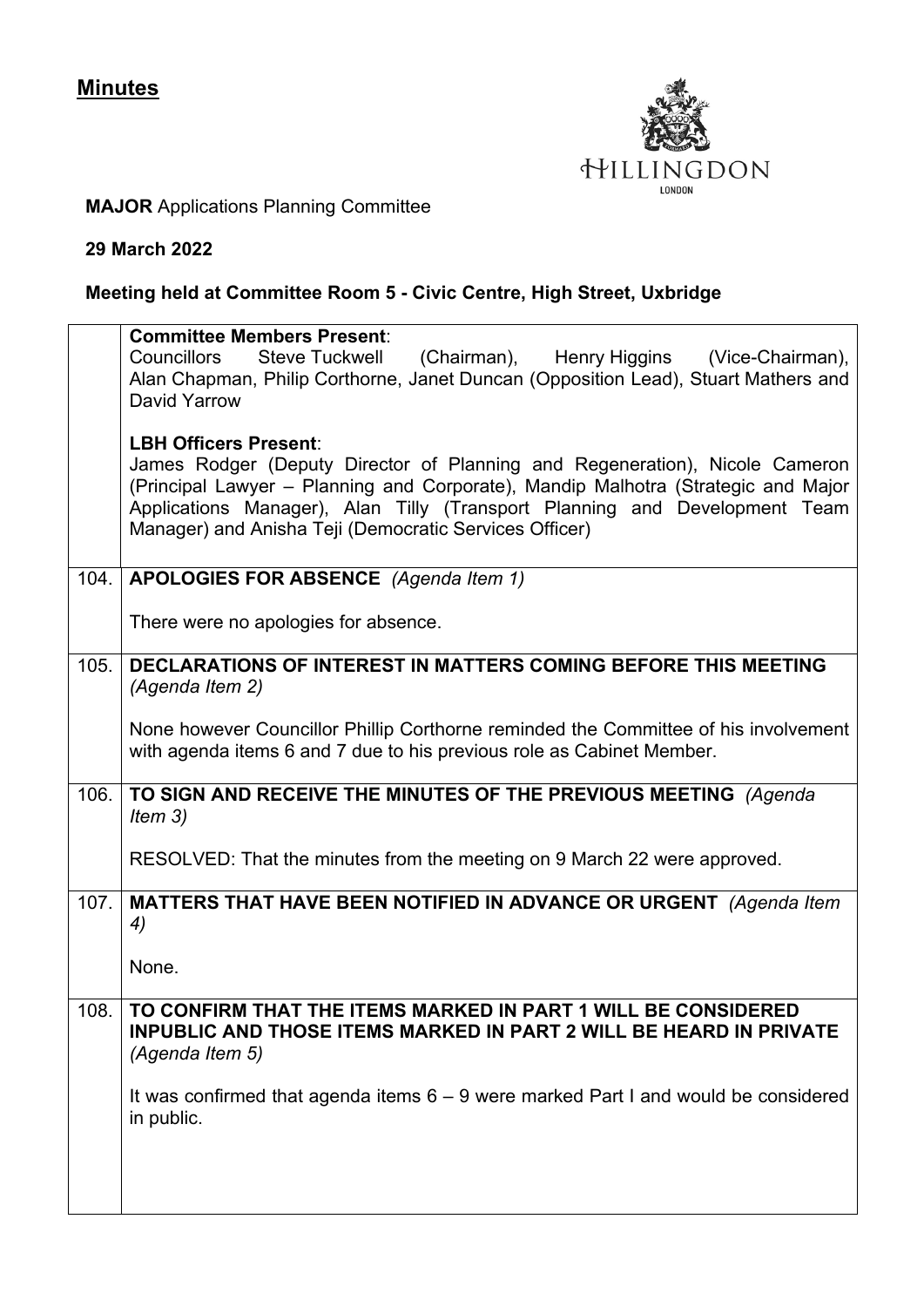# Minutes

HILLINGDON
LONDON

**MAJOR** Applications Planning Committee

**29 March 2022**

**Meeting held at Committee Room 5 - Civic Centre, High Street, Uxbridge**

| | |
|---|---|
| | **Committee Members Present**:<br>Councillors Steve Tuckwell (Chairman), Henry Higgins (Vice-Chairman), Alan Chapman, Philip Corthorne, Janet Duncan (Opposition Lead), Stuart Mathers and David Yarrow<br><br>**LBH Officers Present**:<br>James Rodger (Deputy Director of Planning and Regeneration), Nicole Cameron (Principal Lawyer – Planning and Corporate), Mandip Malhotra (Strategic and Major Applications Manager), Alan Tilly (Transport Planning and Development Team Manager) and Anisha Teji (Democratic Services Officer) |
| 104. | **APOLOGIES FOR ABSENCE** *(Agenda Item 1)*<br><br>There were no apologies for absence. |
| 105. | **DECLARATIONS OF INTEREST IN MATTERS COMING BEFORE THIS MEETING** *(Agenda Item 2)*<br><br>None however Councillor Phillip Corthorne reminded the Committee of his involvement with agenda items 6 and 7 due to his previous role as Cabinet Member. |
| 106. | **TO SIGN AND RECEIVE THE MINUTES OF THE PREVIOUS MEETING** *(Agenda Item 3)*<br><br>RESOLVED: That the minutes from the meeting on 9 March 22 were approved. |
| 107. | **MATTERS THAT HAVE BEEN NOTIFIED IN ADVANCE OR URGENT** *(Agenda Item 4)*<br><br>None. |
| 108. | **TO CONFIRM THAT THE ITEMS MARKED IN PART 1 WILL BE CONSIDERED INPUBLIC AND THOSE ITEMS MARKED IN PART 2 WILL BE HEARD IN PRIVATE** *(Agenda Item 5)*<br><br>It was confirmed that agenda items 6 – 9 were marked Part I and would be considered in public. |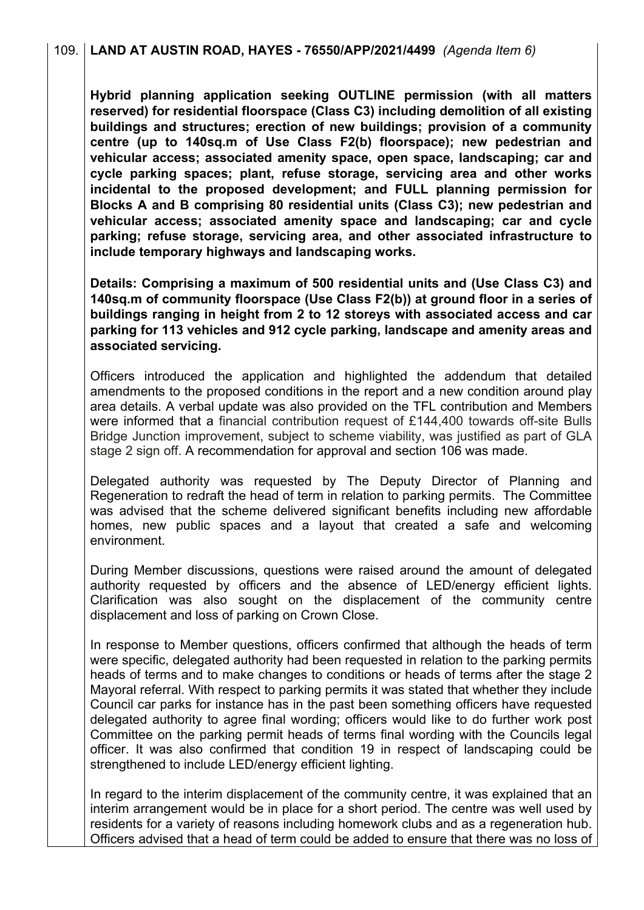109. **LAND AT AUSTIN ROAD, HAYES - 76550/APP/2021/4499** *(Agenda Item 6)*

**Hybrid planning application seeking OUTLINE permission (with all matters reserved) for residential floorspace (Class C3) including demolition of all existing buildings and structures; erection of new buildings; provision of a community centre (up to 140sq.m of Use Class F2(b) floorspace); new pedestrian and vehicular access; associated amenity space, open space, landscaping; car and cycle parking spaces; plant, refuse storage, servicing area and other works incidental to the proposed development; and FULL planning permission for Blocks A and B comprising 80 residential units (Class C3); new pedestrian and vehicular access; associated amenity space and landscaping; car and cycle parking; refuse storage, servicing area, and other associated infrastructure to include temporary highways and landscaping works.**

**Details: Comprising a maximum of 500 residential units and (Use Class C3) and 140sq.m of community floorspace (Use Class F2(b)) at ground floor in a series of buildings ranging in height from 2 to 12 storeys with associated access and car parking for 113 vehicles and 912 cycle parking, landscape and amenity areas and associated servicing.**

Officers introduced the application and highlighted the addendum that detailed amendments to the proposed conditions in the report and a new condition around play area details. A verbal update was also provided on the TFL contribution and Members were informed that a financial contribution request of £144,400 towards off-site Bulls Bridge Junction improvement, subject to scheme viability, was justified as part of GLA stage 2 sign off. A recommendation for approval and section 106 was made.

Delegated authority was requested by The Deputy Director of Planning and Regeneration to redraft the head of term in relation to parking permits. The Committee was advised that the scheme delivered significant benefits including new affordable homes, new public spaces and a layout that created a safe and welcoming environment.

During Member discussions, questions were raised around the amount of delegated authority requested by officers and the absence of LED/energy efficient lights. Clarification was also sought on the displacement of the community centre displacement and loss of parking on Crown Close.

In response to Member questions, officers confirmed that although the heads of term were specific, delegated authority had been requested in relation to the parking permits heads of terms and to make changes to conditions or heads of terms after the stage 2 Mayoral referral. With respect to parking permits it was stated that whether they include Council car parks for instance has in the past been something officers have requested delegated authority to agree final wording; officers would like to do further work post Committee on the parking permit heads of terms final wording with the Councils legal officer. It was also confirmed that condition 19 in respect of landscaping could be strengthened to include LED/energy efficient lighting.

In regard to the interim displacement of the community centre, it was explained that an interim arrangement would be in place for a short period. The centre was well used by residents for a variety of reasons including homework clubs and as a regeneration hub. Officers advised that a head of term could be added to ensure that there was no loss of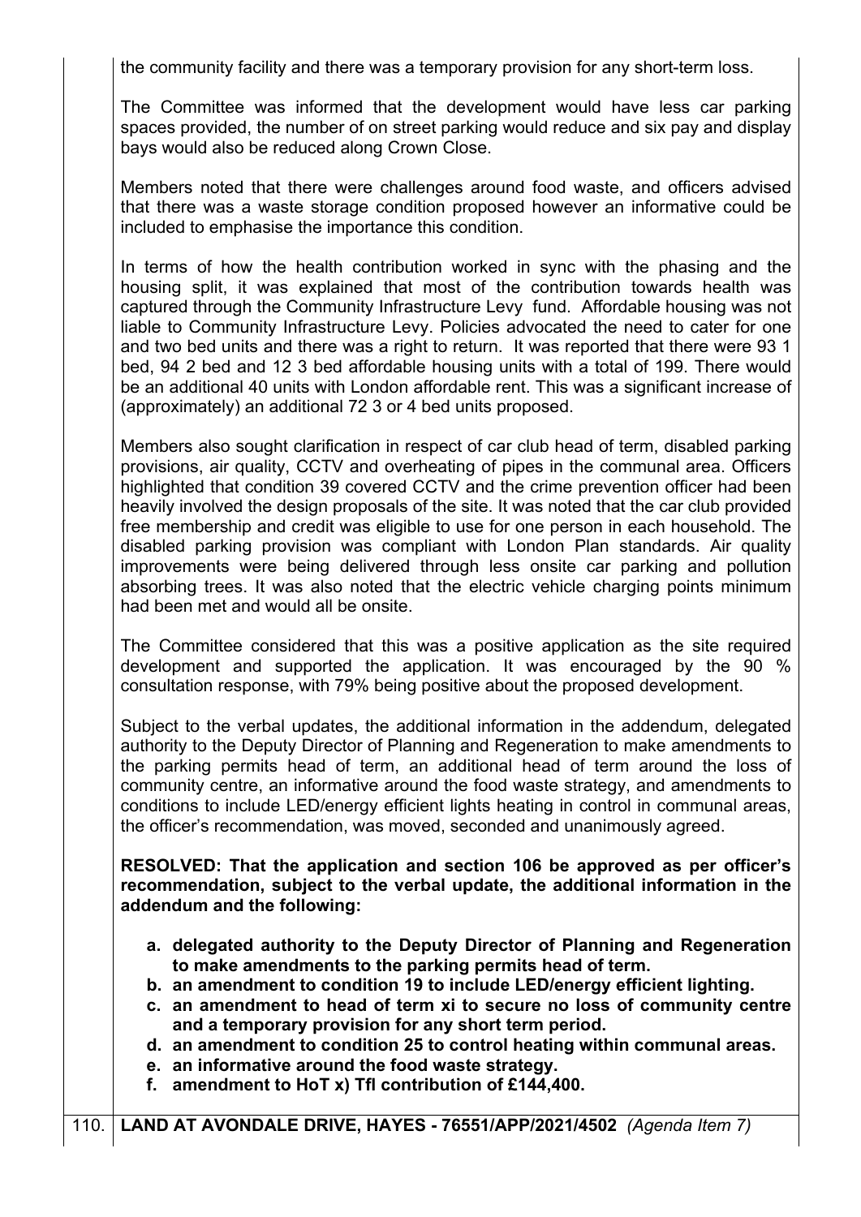the community facility and there was a temporary provision for any short-term loss.

The Committee was informed that the development would have less car parking spaces provided, the number of on street parking would reduce and six pay and display bays would also be reduced along Crown Close.

Members noted that there were challenges around food waste, and officers advised that there was a waste storage condition proposed however an informative could be included to emphasise the importance this condition.

In terms of how the health contribution worked in sync with the phasing and the housing split, it was explained that most of the contribution towards health was captured through the Community Infrastructure Levy fund. Affordable housing was not liable to Community Infrastructure Levy. Policies advocated the need to cater for one and two bed units and there was a right to return. It was reported that there were 93 1 bed, 94 2 bed and 12 3 bed affordable housing units with a total of 199. There would be an additional 40 units with London affordable rent. This was a significant increase of (approximately) an additional 72 3 or 4 bed units proposed.

Members also sought clarification in respect of car club head of term, disabled parking provisions, air quality, CCTV and overheating of pipes in the communal area. Officers highlighted that condition 39 covered CCTV and the crime prevention officer had been heavily involved the design proposals of the site. It was noted that the car club provided free membership and credit was eligible to use for one person in each household. The disabled parking provision was compliant with London Plan standards. Air quality improvements were being delivered through less onsite car parking and pollution absorbing trees. It was also noted that the electric vehicle charging points minimum had been met and would all be onsite.

The Committee considered that this was a positive application as the site required development and supported the application. It was encouraged by the 90 % consultation response, with 79% being positive about the proposed development.

Subject to the verbal updates, the additional information in the addendum, delegated authority to the Deputy Director of Planning and Regeneration to make amendments to the parking permits head of term, an additional head of term around the loss of community centre, an informative around the food waste strategy, and amendments to conditions to include LED/energy efficient lights heating in control in communal areas, the officer's recommendation, was moved, seconded and unanimously agreed.

**RESOLVED: That the application and section 106 be approved as per officer's recommendation, subject to the verbal update, the additional information in the addendum and the following:**

- **a. delegated authority to the Deputy Director of Planning and Regeneration to make amendments to the parking permits head of term.**
- **b. an amendment to condition 19 to include LED/energy efficient lighting.**
- **c. an amendment to head of term xi to secure no loss of community centre and a temporary provision for any short term period.**
- **d. an amendment to condition 25 to control heating within communal areas.**
- **e. an informative around the food waste strategy.**
- **f. amendment to HoT x) Tfl contribution of £144,400.**

110. **LAND AT AVONDALE DRIVE, HAYES - 76551/APP/2021/4502** *(Agenda Item 7)*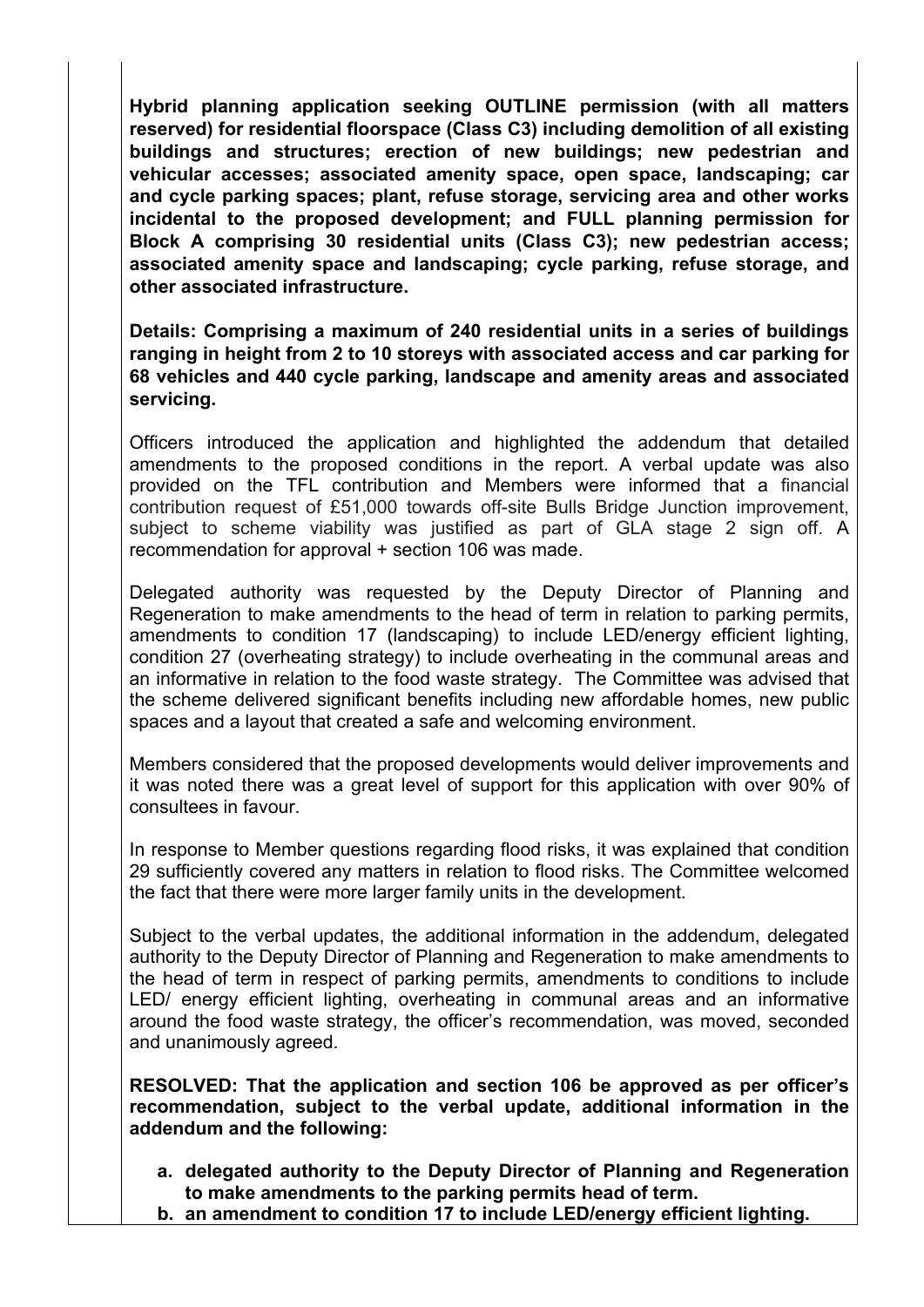**Hybrid planning application seeking OUTLINE permission (with all matters reserved) for residential floorspace (Class C3) including demolition of all existing buildings and structures; erection of new buildings; new pedestrian and vehicular accesses; associated amenity space, open space, landscaping; car and cycle parking spaces; plant, refuse storage, servicing area and other works incidental to the proposed development; and FULL planning permission for Block A comprising 30 residential units (Class C3); new pedestrian access; associated amenity space and landscaping; cycle parking, refuse storage, and other associated infrastructure.**

**Details: Comprising a maximum of 240 residential units in a series of buildings ranging in height from 2 to 10 storeys with associated access and car parking for 68 vehicles and 440 cycle parking, landscape and amenity areas and associated servicing.**

Officers introduced the application and highlighted the addendum that detailed amendments to the proposed conditions in the report. A verbal update was also provided on the TFL contribution and Members were informed that a financial contribution request of £51,000 towards off-site Bulls Bridge Junction improvement, subject to scheme viability was justified as part of GLA stage 2 sign off. A recommendation for approval + section 106 was made.

Delegated authority was requested by the Deputy Director of Planning and Regeneration to make amendments to the head of term in relation to parking permits, amendments to condition 17 (landscaping) to include LED/energy efficient lighting, condition 27 (overheating strategy) to include overheating in the communal areas and an informative in relation to the food waste strategy. The Committee was advised that the scheme delivered significant benefits including new affordable homes, new public spaces and a layout that created a safe and welcoming environment.

Members considered that the proposed developments would deliver improvements and it was noted there was a great level of support for this application with over 90% of consultees in favour.

In response to Member questions regarding flood risks, it was explained that condition 29 sufficiently covered any matters in relation to flood risks. The Committee welcomed the fact that there were more larger family units in the development.

Subject to the verbal updates, the additional information in the addendum, delegated authority to the Deputy Director of Planning and Regeneration to make amendments to the head of term in respect of parking permits, amendments to conditions to include LED/ energy efficient lighting, overheating in communal areas and an informative around the food waste strategy, the officer's recommendation, was moved, seconded and unanimously agreed.

**RESOLVED: That the application and section 106 be approved as per officer's recommendation, subject to the verbal update, additional information in the addendum and the following:**

a. **delegated authority to the Deputy Director of Planning and Regeneration to make amendments to the parking permits head of term.**
b. **an amendment to condition 17 to include LED/energy efficient lighting.**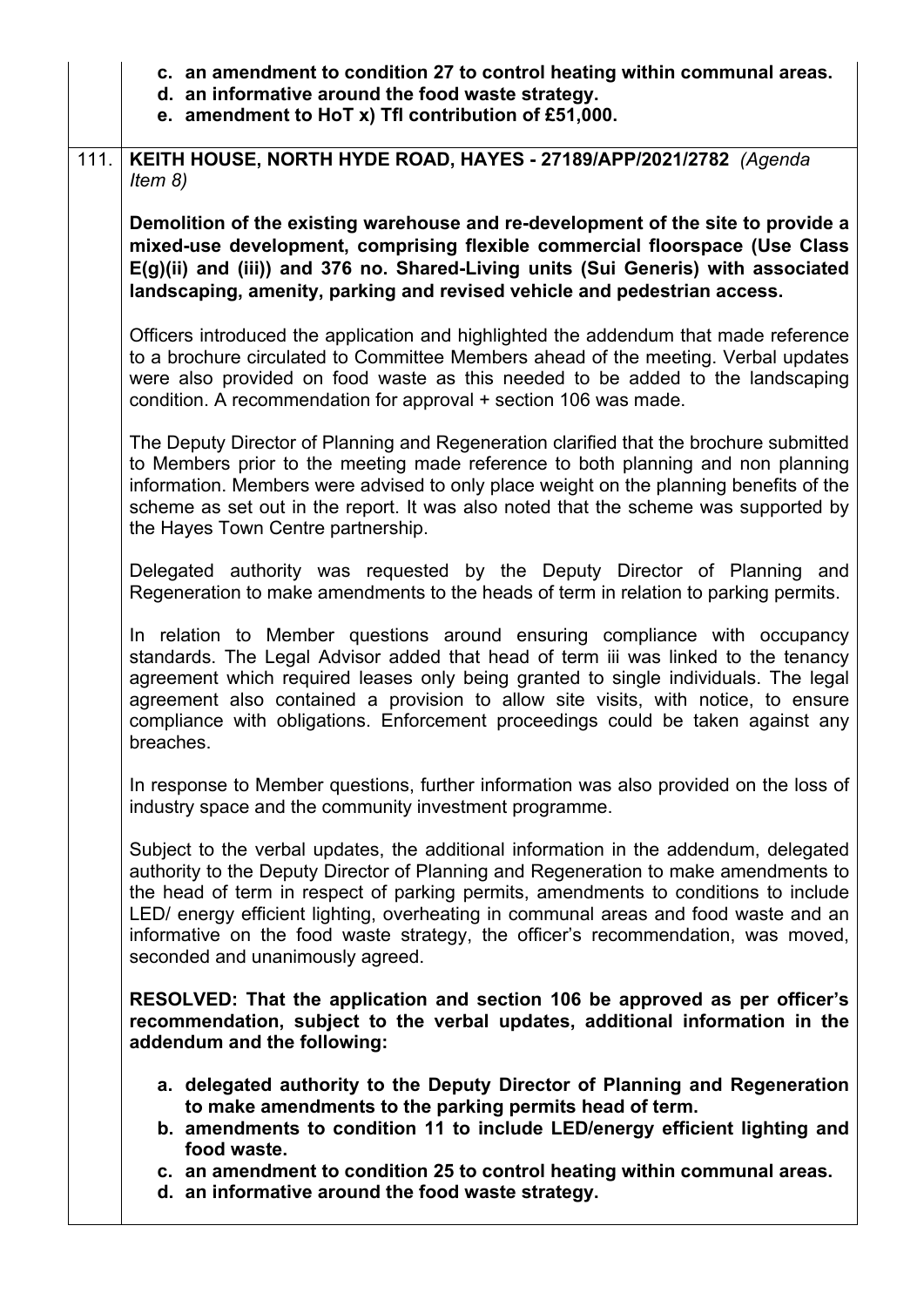**c. an amendment to condition 27 to control heating within communal areas.**
**d. an informative around the food waste strategy.**
**e. amendment to HoT x) Tfl contribution of £51,000.**

111. **KEITH HOUSE, NORTH HYDE ROAD, HAYES - 27189/APP/2021/2782** *(Agenda Item 8)*

**Demolition of the existing warehouse and re-development of the site to provide a mixed-use development, comprising flexible commercial floorspace (Use Class E(g)(ii) and (iii)) and 376 no. Shared-Living units (Sui Generis) with associated landscaping, amenity, parking and revised vehicle and pedestrian access.**

Officers introduced the application and highlighted the addendum that made reference to a brochure circulated to Committee Members ahead of the meeting. Verbal updates were also provided on food waste as this needed to be added to the landscaping condition. A recommendation for approval + section 106 was made.

The Deputy Director of Planning and Regeneration clarified that the brochure submitted to Members prior to the meeting made reference to both planning and non planning information. Members were advised to only place weight on the planning benefits of the scheme as set out in the report. It was also noted that the scheme was supported by the Hayes Town Centre partnership.

Delegated authority was requested by the Deputy Director of Planning and Regeneration to make amendments to the heads of term in relation to parking permits.

In relation to Member questions around ensuring compliance with occupancy standards. The Legal Advisor added that head of term iii was linked to the tenancy agreement which required leases only being granted to single individuals. The legal agreement also contained a provision to allow site visits, with notice, to ensure compliance with obligations. Enforcement proceedings could be taken against any breaches.

In response to Member questions, further information was also provided on the loss of industry space and the community investment programme.

Subject to the verbal updates, the additional information in the addendum, delegated authority to the Deputy Director of Planning and Regeneration to make amendments to the head of term in respect of parking permits, amendments to conditions to include LED/ energy efficient lighting, overheating in communal areas and food waste and an informative on the food waste strategy, the officer's recommendation, was moved, seconded and unanimously agreed.

**RESOLVED: That the application and section 106 be approved as per officer's recommendation, subject to the verbal updates, additional information in the addendum and the following:**

**a. delegated authority to the Deputy Director of Planning and Regeneration to make amendments to the parking permits head of term.**
**b. amendments to condition 11 to include LED/energy efficient lighting and food waste.**
**c. an amendment to condition 25 to control heating within communal areas.**
**d. an informative around the food waste strategy.**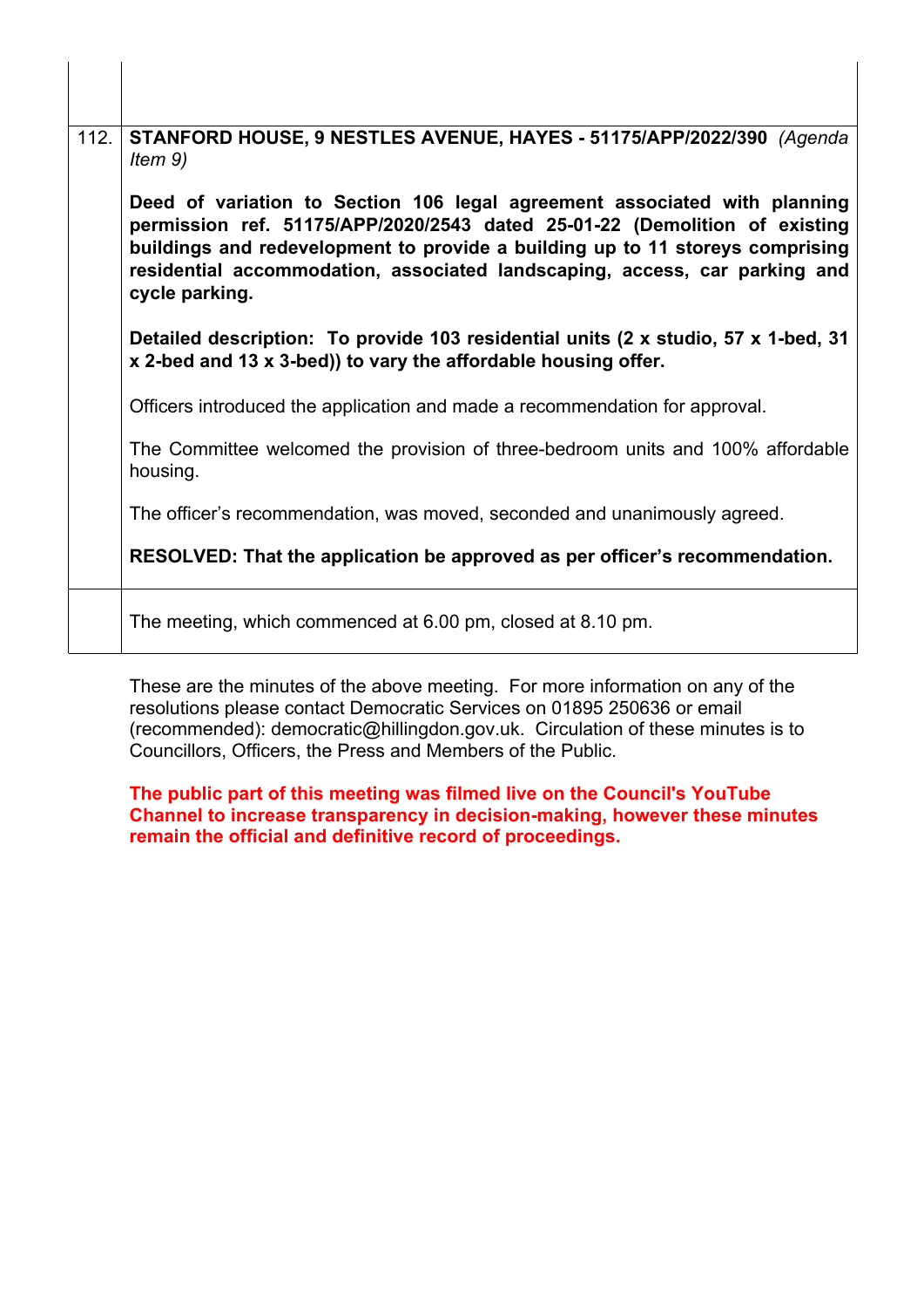| | |
|---|---|
| 112. | **STANFORD HOUSE, 9 NESTLES AVENUE, HAYES - 51175/APP/2022/390** *(Agenda Item 9)*<br><br>**Deed of variation to Section 106 legal agreement associated with planning permission ref. 51175/APP/2020/2543 dated 25-01-22 (Demolition of existing buildings and redevelopment to provide a building up to 11 storeys comprising residential accommodation, associated landscaping, access, car parking and cycle parking.**<br><br>**Detailed description: To provide 103 residential units (2 x studio, 57 x 1-bed, 31 x 2-bed and 13 x 3-bed)) to vary the affordable housing offer.**<br><br>Officers introduced the application and made a recommendation for approval.<br><br>The Committee welcomed the provision of three-bedroom units and 100% affordable housing.<br><br>The officer's recommendation, was moved, seconded and unanimously agreed.<br><br>**RESOLVED: That the application be approved as per officer's recommendation.** |
| | The meeting, which commenced at 6.00 pm, closed at 8.10 pm. |

These are the minutes of the above meeting. For more information on any of the resolutions please contact Democratic Services on 01895 250636 or email (recommended): democratic@hillingdon.gov.uk. Circulation of these minutes is to Councillors, Officers, the Press and Members of the Public.

**The public part of this meeting was filmed live on the Council's YouTube Channel to increase transparency in decision-making, however these minutes remain the official and definitive record of proceedings.**